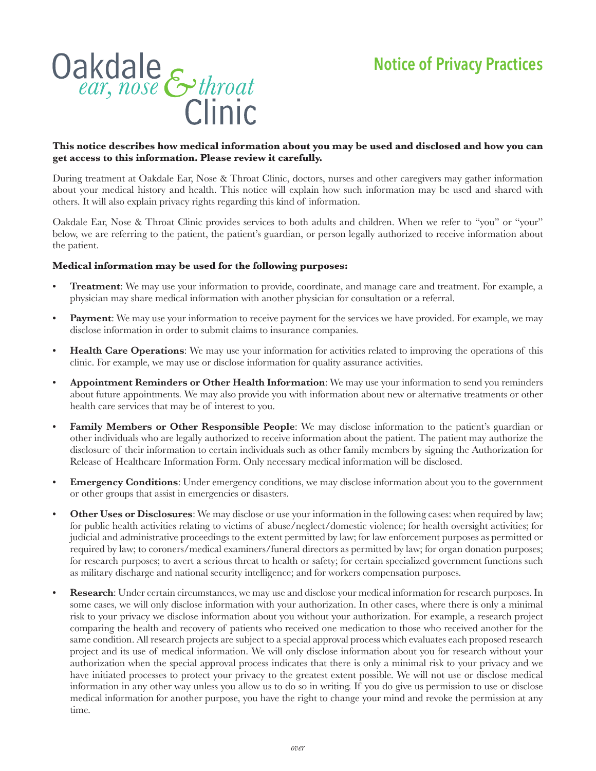# Oakdale ear, nose & throat Clinic

## Notice of Privacy Practices

**This notice describes how medical information about you may be used and disclosed and how you can get access to this information. Please review it carefully.**

During treatment at Oakdale Ear, Nose & Throat Clinic, doctors, nurses and other caregivers may gather information about your medical history and health. This notice will explain how such information may be used and shared with others. It will also explain privacy rights regarding this kind of information.

Oakdale Ear, Nose & Throat Clinic provides services to both adults and children. When we refer to "you" or "your" below, we are referring to the patient, the patient's guardian, or person legally authorized to receive information about the patient.

**Medical information may be used for the following purposes:**

- **Treatment**: We may use your information to provide, coordinate, and manage care and treatment. For example, a physician may share medical information with another physician for consultation or a referral.
- **Payment**: We may use your information to receive payment for the services we have provided. For example, we may disclose information in order to submit claims to insurance companies.
- **Health Care Operations**: We may use your information for activities related to improving the operations of this clinic. For example, we may use or disclose information for quality assurance activities.
- **Appointment Reminders or Other Health Information**: We may use your information to send you reminders about future appointments. We may also provide you with information about new or alternative treatments or other health care services that may be of interest to you.
- **Family Members or Other Responsible People**: We may disclose information to the patient's guardian or other individuals who are legally authorized to receive information about the patient. The patient may authorize the disclosure of their information to certain individuals such as other family members by signing the Authorization for Release of Healthcare Information Form. Only necessary medical information will be disclosed.
- **Emergency Conditions**: Under emergency conditions, we may disclose information about you to the government or other groups that assist in emergencies or disasters.
- **Other Uses or Disclosures**: We may disclose or use your information in the following cases: when required by law; for public health activities relating to victims of abuse/neglect/domestic violence; for health oversight activities; for judicial and administrative proceedings to the extent permitted by law; for law enforcement purposes as permitted or required by law; to coroners/medical examiners/funeral directors as permitted by law; for organ donation purposes; for research purposes; to avert a serious threat to health or safety; for certain specialized government functions such as military discharge and national security intelligence; and for workers compensation purposes.
- **Research**: Under certain circumstances, we may use and disclose your medical information for research purposes. In some cases, we will only disclose information with your authorization. In other cases, where there is only a minimal risk to your privacy we disclose information about you without your authorization. For example, a research project comparing the health and recovery of patients who received one medication to those who received another for the same condition. All research projects are subject to a special approval process which evaluates each proposed research project and its use of medical information. We will only disclose information about you for research without your authorization when the special approval process indicates that there is only a minimal risk to your privacy and we have initiated processes to protect your privacy to the greatest extent possible. We will not use or disclose medical information in any other way unless you allow us to do so in writing. If you do give us permission to use or disclose medical information for another purpose, you have the right to change your mind and revoke the permission at any time.

*over*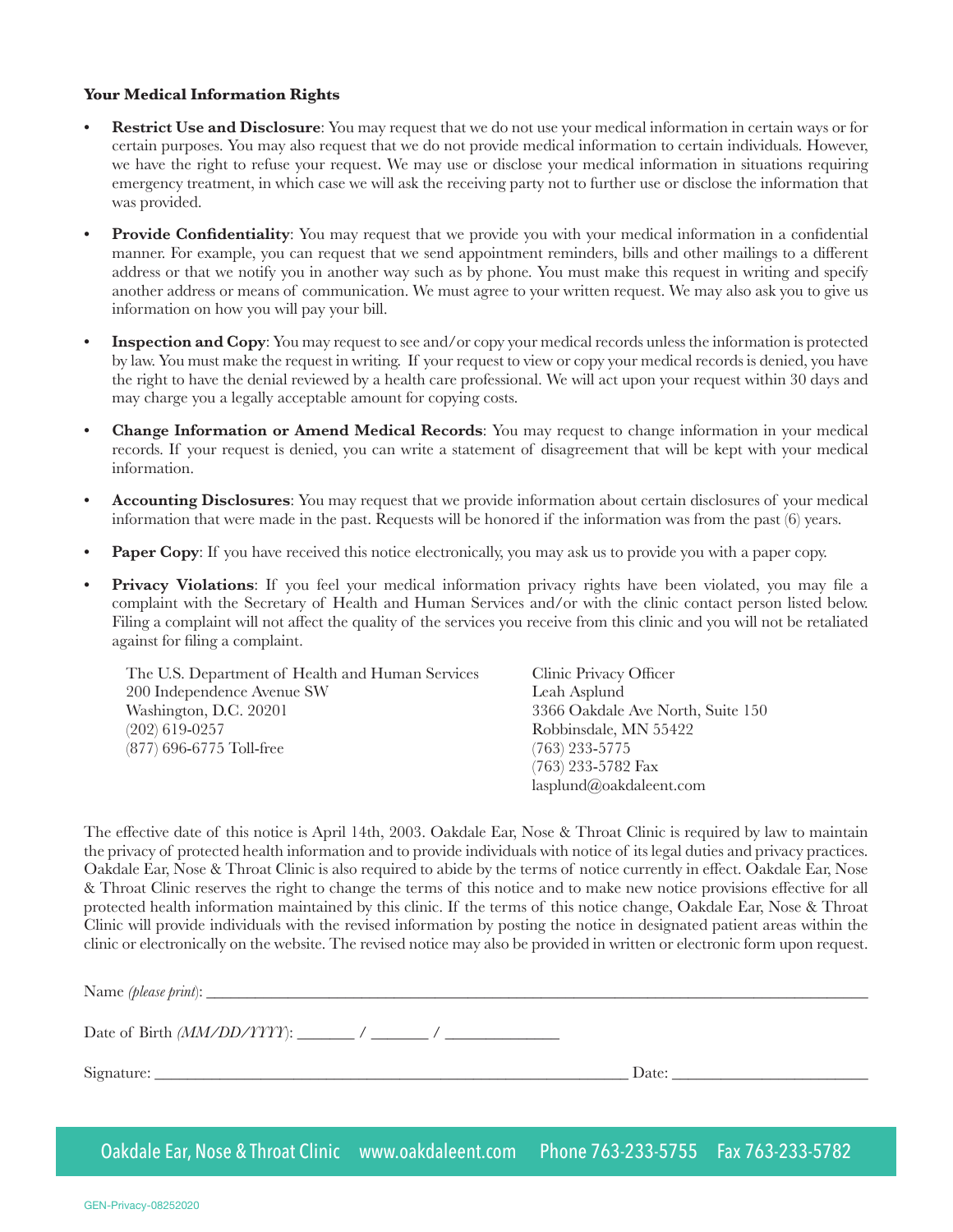**Your Medical Information Rights**

- **Restrict Use and Disclosure**: You may request that we do not use your medical information in certain ways or for certain purposes. You may also request that we do not provide medical information to certain individuals. However, we have the right to refuse your request. We may use or disclose your medical information in situations requiring emergency treatment, in which case we will ask the receiving party not to further use or disclose the information that was provided.
- **Provide Confidentiality**: You may request that we provide you with your medical information in a confidential manner. For example, you can request that we send appointment reminders, bills and other mailings to a different address or that we notify you in another way such as by phone. You must make this request in writing and specify another address or means of communication. We must agree to your written request. We may also ask you to give us information on how you will pay your bill.
- **Inspection and Copy**: You may request to see and/or copy your medical records unless the information is protected by law. You must make the request in writing. If your request to view or copy your medical records is denied, you have the right to have the denial reviewed by a health care professional. We will act upon your request within 30 days and may charge you a legally acceptable amount for copying costs.
- **Change Information or Amend Medical Records**: You may request to change information in your medical records. If your request is denied, you can write a statement of disagreement that will be kept with your medical information.
- **Accounting Disclosures**: You may request that we provide information about certain disclosures of your medical information that were made in the past. Requests will be honored if the information was from the past (6) years.
- **Paper Copy**: If you have received this notice electronically, you may ask us to provide you with a paper copy.
- **Privacy Violations**: If you feel your medical information privacy rights have been violated, you may file a complaint with the Secretary of Health and Human Services and/or with the clinic contact person listed below. Filing a complaint will not affect the quality of the services you receive from this clinic and you will not be retaliated against for filing a complaint.

The U.S. Department of Health and Human Services
200 Independence Avenue SW
Washington, D.C. 20201
(202) 619-0257
(877) 696-6775 Toll-free

Clinic Privacy Officer
Leah Asplund
3366 Oakdale Ave North, Suite 150
Robbinsdale, MN 55422
(763) 233-5775
(763) 233-5782 Fax
lasplund@oakdaleent.com

The effective date of this notice is April 14th, 2003. Oakdale Ear, Nose & Throat Clinic is required by law to maintain the privacy of protected health information and to provide individuals with notice of its legal duties and privacy practices. Oakdale Ear, Nose & Throat Clinic is also required to abide by the terms of notice currently in effect. Oakdale Ear, Nose & Throat Clinic reserves the right to change the terms of this notice and to make new notice provisions effective for all protected health information maintained by this clinic. If the terms of this notice change, Oakdale Ear, Nose & Throat Clinic will provide individuals with the revised information by posting the notice in designated patient areas within the clinic or electronically on the website. The revised notice may also be provided in written or electronic form upon request.

Name *(please print)*: ______________________________________________

Date of Birth *(MM/DD/YYYY)*: _______ / _______ / _____________

Signature: ___________________________________ Date: _______________________

Oakdale Ear, Nose & Throat Clinic    www.oakdaleent.com    Phone 763-233-5755    Fax 763-233-5782

GEN-Privacy-08252020